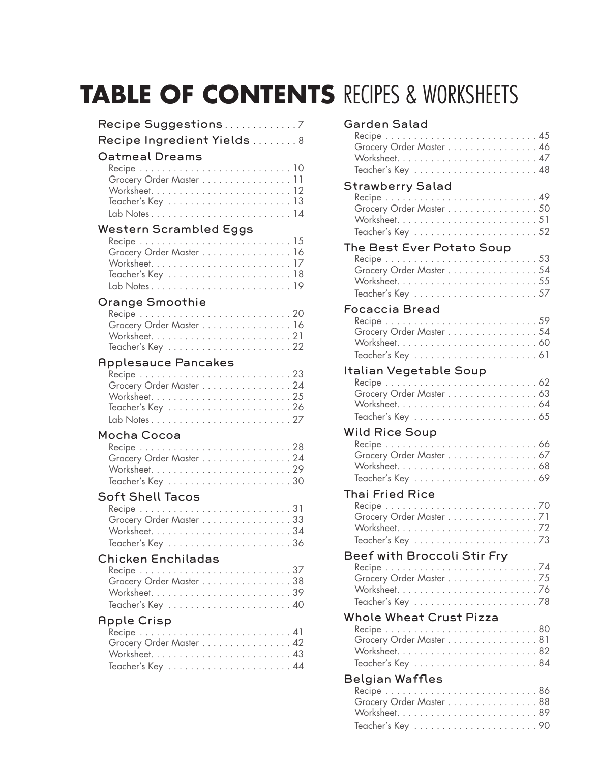# TABLE OF CONTENTS RECIPES & WORKSHEETS

**Recipe Suggestions** . . . . . . . . . . . . . 7

**Recipe Ingredient Yields** . . . . . . . . 8

### Oatmeal Dreams
- Recipe . . . . . . . . . . . . . . . . . . . . . . . . . . . 10
- Grocery Order Master . . . . . . . . . . . . . . . . 11
- Worksheet. . . . . . . . . . . . . . . . . . . . . . . . . 12
- Teacher's Key . . . . . . . . . . . . . . . . . . . . . . 13
- Lab Notes . . . . . . . . . . . . . . . . . . . . . . . . . 14

### Western Scrambled Eggs
- Recipe . . . . . . . . . . . . . . . . . . . . . . . . . . . 15
- Grocery Order Master . . . . . . . . . . . . . . . . 16
- Worksheet. . . . . . . . . . . . . . . . . . . . . . . . . 17
- Teacher's Key . . . . . . . . . . . . . . . . . . . . . . 18
- Lab Notes . . . . . . . . . . . . . . . . . . . . . . . . . 19

### Orange Smoothie
- Recipe . . . . . . . . . . . . . . . . . . . . . . . . . . . 20
- Grocery Order Master . . . . . . . . . . . . . . . . 16
- Worksheet. . . . . . . . . . . . . . . . . . . . . . . . . 21
- Teacher's Key . . . . . . . . . . . . . . . . . . . . . . 22

### Applesauce Pancakes
- Recipe . . . . . . . . . . . . . . . . . . . . . . . . . . . 23
- Grocery Order Master . . . . . . . . . . . . . . . . 24
- Worksheet. . . . . . . . . . . . . . . . . . . . . . . . . 25
- Teacher's Key . . . . . . . . . . . . . . . . . . . . . . 26
- Lab Notes . . . . . . . . . . . . . . . . . . . . . . . . . 27

### Mocha Cocoa
- Recipe . . . . . . . . . . . . . . . . . . . . . . . . . . . 28
- Grocery Order Master . . . . . . . . . . . . . . . . 24
- Worksheet. . . . . . . . . . . . . . . . . . . . . . . . . 29
- Teacher's Key . . . . . . . . . . . . . . . . . . . . . . 30

### Soft Shell Tacos
- Recipe . . . . . . . . . . . . . . . . . . . . . . . . . . . 31
- Grocery Order Master . . . . . . . . . . . . . . . . 33
- Worksheet. . . . . . . . . . . . . . . . . . . . . . . . . 34
- Teacher's Key . . . . . . . . . . . . . . . . . . . . . . 36

### Chicken Enchiladas
- Recipe . . . . . . . . . . . . . . . . . . . . . . . . . . . 37
- Grocery Order Master . . . . . . . . . . . . . . . . 38
- Worksheet. . . . . . . . . . . . . . . . . . . . . . . . . 39
- Teacher's Key . . . . . . . . . . . . . . . . . . . . . . 40

### Apple Crisp
- Recipe . . . . . . . . . . . . . . . . . . . . . . . . . . . 41
- Grocery Order Master . . . . . . . . . . . . . . . . 42
- Worksheet. . . . . . . . . . . . . . . . . . . . . . . . . 43
- Teacher's Key . . . . . . . . . . . . . . . . . . . . . . 44

### Garden Salad
- Recipe . . . . . . . . . . . . . . . . . . . . . . . . . . . 45
- Grocery Order Master . . . . . . . . . . . . . . . . 46
- Worksheet. . . . . . . . . . . . . . . . . . . . . . . . . 47
- Teacher's Key . . . . . . . . . . . . . . . . . . . . . . 48

### Strawberry Salad
- Recipe . . . . . . . . . . . . . . . . . . . . . . . . . . . 49
- Grocery Order Master . . . . . . . . . . . . . . . . 50
- Worksheet. . . . . . . . . . . . . . . . . . . . . . . . . 51
- Teacher's Key . . . . . . . . . . . . . . . . . . . . . . 52

### The Best Ever Potato Soup
- Recipe . . . . . . . . . . . . . . . . . . . . . . . . . . . 53
- Grocery Order Master . . . . . . . . . . . . . . . . 54
- Worksheet. . . . . . . . . . . . . . . . . . . . . . . . . 55
- Teacher's Key . . . . . . . . . . . . . . . . . . . . . . 57

### Focaccia Bread
- Recipe . . . . . . . . . . . . . . . . . . . . . . . . . . . 59
- Grocery Order Master . . . . . . . . . . . . . . . . 54
- Worksheet. . . . . . . . . . . . . . . . . . . . . . . . . 60
- Teacher's Key . . . . . . . . . . . . . . . . . . . . . . 61

### Italian Vegetable Soup
- Recipe . . . . . . . . . . . . . . . . . . . . . . . . . . . 62
- Grocery Order Master . . . . . . . . . . . . . . . . 63
- Worksheet. . . . . . . . . . . . . . . . . . . . . . . . . 64
- Teacher's Key . . . . . . . . . . . . . . . . . . . . . . 65

### Wild Rice Soup
- Recipe . . . . . . . . . . . . . . . . . . . . . . . . . . . 66
- Grocery Order Master . . . . . . . . . . . . . . . . 67
- Worksheet. . . . . . . . . . . . . . . . . . . . . . . . . 68
- Teacher's Key . . . . . . . . . . . . . . . . . . . . . . 69

### Thai Fried Rice
- Recipe . . . . . . . . . . . . . . . . . . . . . . . . . . . 70
- Grocery Order Master . . . . . . . . . . . . . . . . 71
- Worksheet. . . . . . . . . . . . . . . . . . . . . . . . . 72
- Teacher's Key . . . . . . . . . . . . . . . . . . . . . . 73

### Beef with Broccoli Stir Fry
- Recipe . . . . . . . . . . . . . . . . . . . . . . . . . . . 74
- Grocery Order Master . . . . . . . . . . . . . . . . 75
- Worksheet. . . . . . . . . . . . . . . . . . . . . . . . . 76
- Teacher's Key . . . . . . . . . . . . . . . . . . . . . . 78

### Whole Wheat Crust Pizza
- Recipe . . . . . . . . . . . . . . . . . . . . . . . . . . . 80
- Grocery Order Master . . . . . . . . . . . . . . . . 81
- Worksheet. . . . . . . . . . . . . . . . . . . . . . . . . 82
- Teacher's Key . . . . . . . . . . . . . . . . . . . . . . 84

### Belgian Waffles
- Recipe . . . . . . . . . . . . . . . . . . . . . . . . . . . 86
- Grocery Order Master . . . . . . . . . . . . . . . . 88
- Worksheet. . . . . . . . . . . . . . . . . . . . . . . . . 89
- Teacher's Key . . . . . . . . . . . . . . . . . . . . . . 90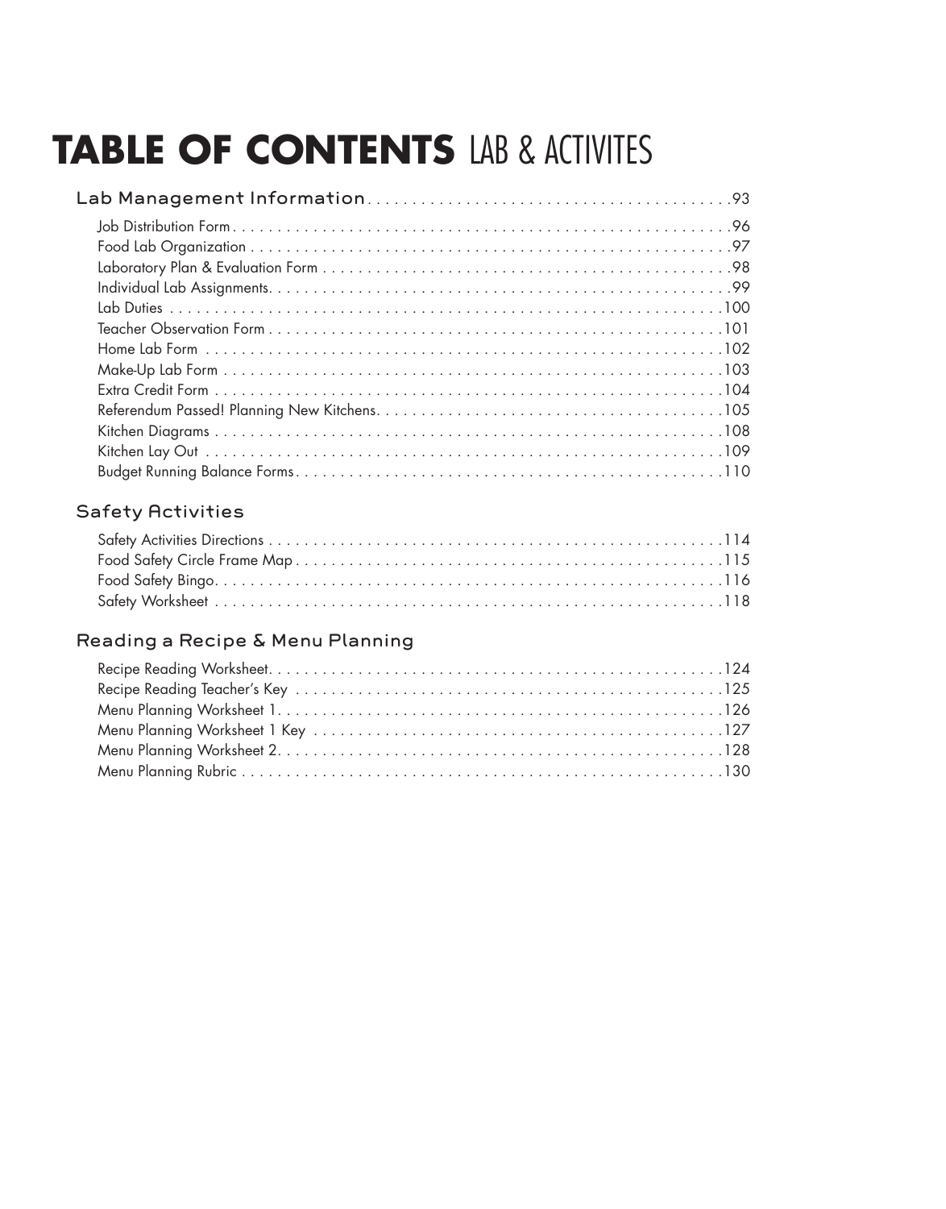# **TABLE OF CONTENTS** LAB & ACTIVITES

## Lab Management Information .....93

- Job Distribution Form .....96
- Food Lab Organization .....97
- Laboratory Plan & Evaluation Form .....98
- Individual Lab Assignments .....99
- Lab Duties .....100
- Teacher Observation Form .....101
- Home Lab Form .....102
- Make-Up Lab Form .....103
- Extra Credit Form .....104
- Referendum Passed! Planning New Kitchens .....105
- Kitchen Diagrams .....108
- Kitchen Lay Out .....109
- Budget Running Balance Forms .....110

## Safety Activities

- Safety Activities Directions .....114
- Food Safety Circle Frame Map .....115
- Food Safety Bingo .....116
- Safety Worksheet .....118

## Reading a Recipe & Menu Planning

- Recipe Reading Worksheet .....124
- Recipe Reading Teacher's Key .....125
- Menu Planning Worksheet 1 .....126
- Menu Planning Worksheet 1 Key .....127
- Menu Planning Worksheet 2 .....128
- Menu Planning Rubric .....130